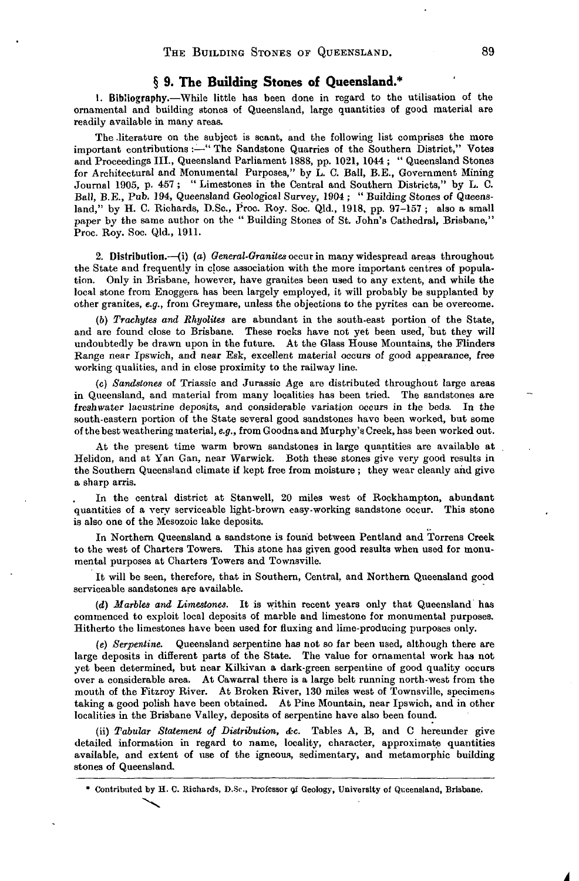## § 9. The Building Stones of Queensland.*

1. **Bibliography.**—While little has been done in regard to the utilisation of the ornamental and building stones of Queensland, large quantities of good material are readily available in many areas.

The literature on the subject is scant, and the following list comprises the more important contributions :—" The Sandstone Quarries of the Southern District," Votes and Proceedings III., Queensland Parliament 1888, pp. 1021, 1044 ; " Queensland Stones for Architectural and Monumental Purposes," by L. C. Ball, B.E., Government Mining Journal 1905, p. 457 ; " Limestones in the Central and Southern Districts," by L. C. Ball, B.E., Pub. 194, Queensland Geological Survey, 1904 ; " Building Stones of Queensland," by H. C. Richards, D.Sc., Proc. Roy. Soc. Qld., 1918, pp. 97–157 ; also a small paper by the same author on the " Building Stones of St. John's Cathedral, Brisbane," Proc. Roy. Soc. Qld., 1911.

2. **Distribution.**—(i) (*a*) *General-Granites* occur in many widespread areas throughout the State and frequently in close association with the more important centres of population. Only in Brisbane, however, have granites been used to any extent, and while the local stone from Enoggera has been largely employed, it will probably be supplanted by other granites, *e.g.*, from Greymare, unless the objections to the pyrites can be overcome.

(*b*) *Trachytes and Rhyolites* are abundant in the south-east portion of the State, and are found close to Brisbane. These rocks have not yet been used, but they will undoubtedly be drawn upon in the future. At the Glass House Mountains, the Flinders Range near Ipswich, and near Esk, excellent material occurs of good appearance, free working qualities, and in close proximity to the railway line.

(*c*) *Sandstones* of Triassic and Jurassic Age are distributed throughout large areas in Queensland, and material from many localities has been tried. The sandstones are freshwater lacustrine deposits, and considerable variation occurs in the beds. In the south-eastern portion of the State several good sandstones have been worked, but some of the best weathering material, *e.g.*, from Goodna and Murphy's Creek, has been worked out.

At the present time warm brown sandstones in large quantities are available at Helidon, and at Yan Gan, near Warwick. Both these stones give very good results in the Southern Queensland climate if kept free from moisture ; they wear cleanly and give a sharp arris.

In the central district at Stanwell, 20 miles west of Rockhampton, abundant quantities of a very serviceable light-brown easy-working sandstone occur. This stone is also one of the Mesozoic lake deposits.

In Northern Queensland a sandstone is found between Pentland and Torrens Creek to the west of Charters Towers. This stone has given good results when used for monumental purposes at Charters Towers and Townsville.

It will be seen, therefore, that in Southern, Central, and Northern Queensland good serviceable sandstones are available.

(*d*) *Marbles and Limestones.* It is within recent years only that Queensland has commenced to exploit local deposits of marble and limestone for monumental purposes. Hitherto the limestones have been used for fluxing and lime-producing purposes only.

(*e*) *Serpentine.* Queensland serpentine has not so far been used, although there are large deposits in different parts of the State. The value for ornamental work has not yet been determined, but near Kilkivan a dark-green serpentine of good quality occurs over a considerable area. At Cawarral there is a large belt running north-west from the mouth of the Fitzroy River. At Broken River, 130 miles west of Townsville, specimens taking a good polish have been obtained. At Pine Mountain, near Ipswich, and in other localities in the Brisbane Valley, deposits of serpentine have also been found.

(ii) *Tabular Statement of Distribution, &c.* Tables A, B, and C hereunder give detailed information in regard to name, locality, character, approximate quantities available, and extent of use of the igneous, sedimentary, and metamorphic building stones of Queensland.

\* Contributed by H. C. Richards, D.Sc., Professor of Geology, University of Queensland, Brisbane.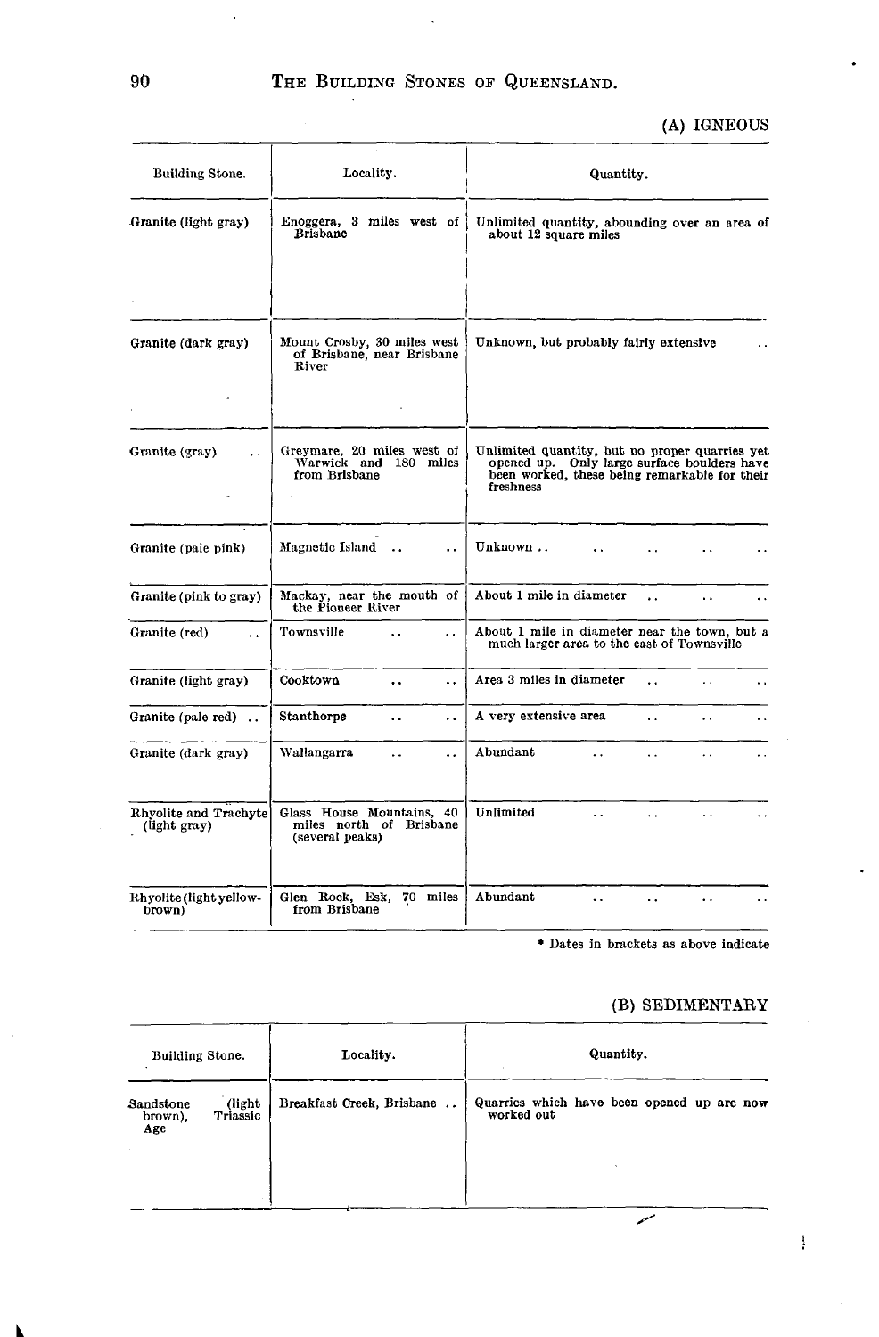(A) IGNEOUS

| Building Stone. | Locality. | Quantity. |
|---|---|---|
| Granite (light gray) | Enoggera, 3 miles west of Brisbane | Unlimited quantity, abounding over an area of about 12 square miles |
| Granite (dark gray) | Mount Crosby, 30 miles west of Brisbane, near Brisbane River | Unknown, but probably fairly extensive .. |
| Granite (gray) .. | Greymare, 20 miles west of Warwick and 180 miles from Brisbane | Unlimited quantity, but no proper quarries yet opened up. Only large surface boulders have been worked, these being remarkable for their freshness |
| Granite (pale pink) | Magnetic Island .. .. | Unknown .. .. .. .. .. |
| Granite (pink to gray) | Mackay, near the mouth of the Pioneer River | About 1 mile in diameter .. .. .. |
| Granite (red) .. | Townsville .. .. | About 1 mile in diameter near the town, but a much larger area to the east of Townsville |
| Granite (light gray) | Cooktown .. .. | Area 3 miles in diameter .. .. .. |
| Granite (pale red) .. | Stanthorpe .. .. | A very extensive area .. .. .. |
| Granite (dark gray) | Wallangarra .. .. | Abundant .. .. .. .. |
| Rhyolite and Trachyte (light gray) | Glass House Mountains, 40 miles north of Brisbane (several peaks) | Unlimited .. .. .. .. |
| Rhyolite (light yellow-brown) | Glen Rock, Esk, 70 miles from Brisbane | Abundant .. .. .. .. |

\* Dates in brackets as above indicate

(B) SEDIMENTARY

| Building Stone. | Locality. | Quantity. |
|---|---|---|
| Sandstone (light brown), Triassic Age | Breakfast Creek, Brisbane .. | Quarries which have been opened up are now worked out |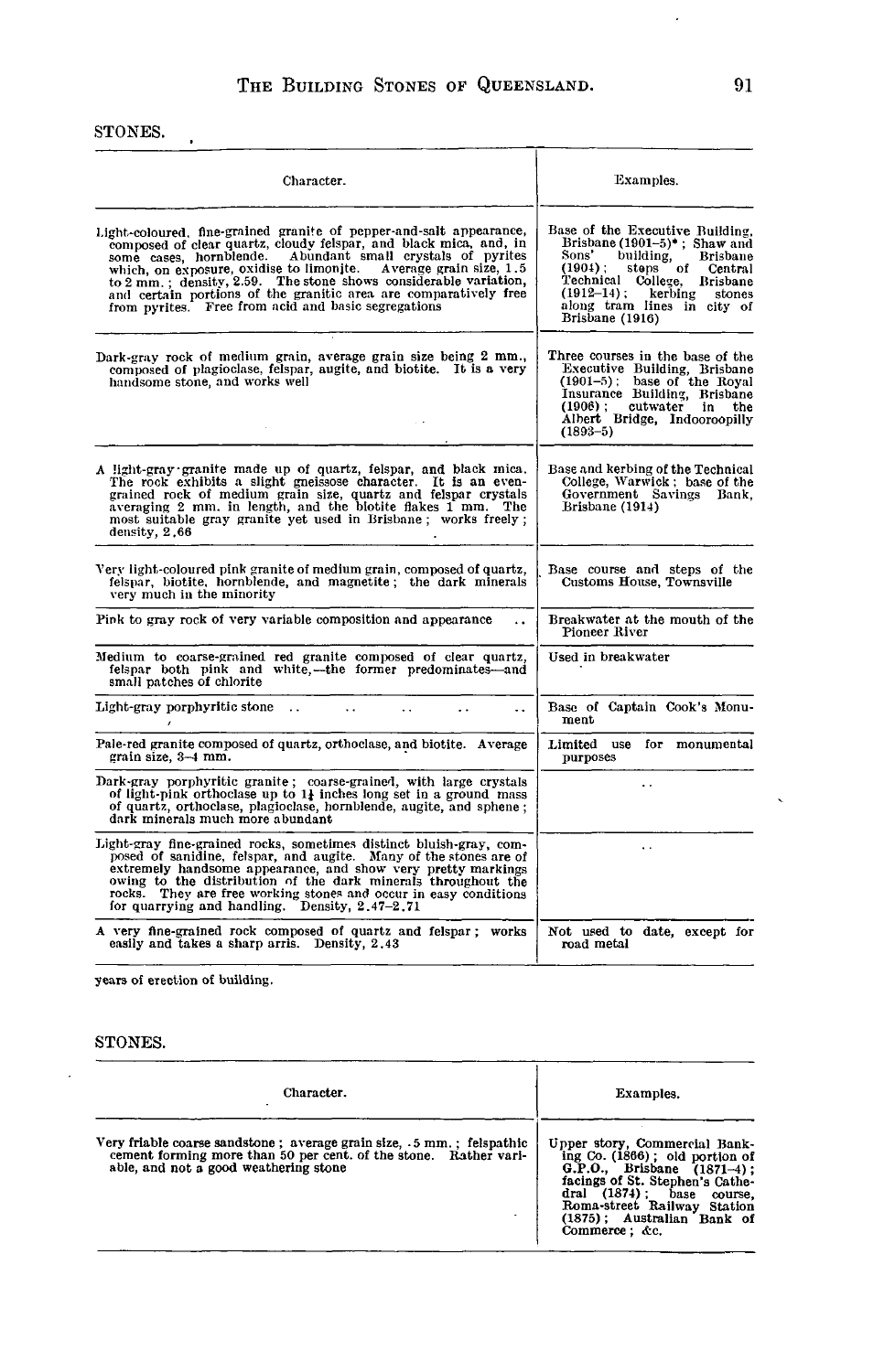STONES.

| Character. | Examples. |
|---|---|
| Light-coloured, fine-grained granite of pepper-and-salt appearance, composed of clear quartz, cloudy felspar, and black mica, and, in some cases, hornblende. Abundant small crystals of pyrites which, on exposure, oxidise to limonite. Average grain size, 1.5 to 2 mm.; density, 2.59. The stone shows considerable variation, and certain portions of the granitic area are comparatively free from pyrites. Free from acid and basic segregations | Base of the Executive Building, Brisbane (1901–5)*; Shaw and Sons' building, Brisbane (1904); steps of Central Technical College, Brisbane (1912–14); kerbing stones along tram lines in city of Brisbane (1916) |
| Dark-gray rock of medium grain, average grain size being 2 mm., composed of plagioclase, felspar, augite, and biotite. It is a very handsome stone, and works well | Three courses in the base of the Executive Building, Brisbane (1901–5); base of the Royal Insurance Building, Brisbane (1906); cutwater in the Albert Bridge, Indooroopilly (1893–5) |
| A light-gray granite made up of quartz, felspar, and black mica. The rock exhibits a slight gneissose character. It is an even-grained rock of medium grain size, quartz and felspar crystals averaging 2 mm. in length, and the biotite flakes 1 mm. The most suitable gray granite yet used in Brisbane; works freely; density, 2.66 | Base and kerbing of the Technical College, Warwick; base of the Government Savings Bank, Brisbane (1914) |
| Very light-coloured pink granite of medium grain, composed of quartz, felspar, biotite, hornblende, and magnetite; the dark minerals very much in the minority | Base course and steps of the Customs House, Townsville |
| Pink to gray rock of very variable composition and appearance .. | Breakwater at the mouth of the Pioneer River |
| Medium to coarse-grained red granite composed of clear quartz, felspar both pink and white,—the former predominates—and small patches of chlorite | Used in breakwater |
| Light-gray porphyritic stone .. .. .. .. .. | Base of Captain Cook's Monument |
| Pale-red granite composed of quartz, orthoclase, and biotite. Average grain size, 3–4 mm. | Limited use for monumental purposes |
| Dark-gray porphyritic granite; coarse-grained, with large crystals of light-pink orthoclase up to $1\frac{1}{2}$ inches long set in a ground mass of quartz, orthoclase, plagioclase, hornblende, augite, and sphene; dark minerals much more abundant | .. |
| Light-gray fine-grained rocks, sometimes distinct bluish-gray, composed of sanidine, felspar, and augite. Many of the stones are of extremely handsome appearance, and show very pretty markings owing to the distribution of the dark minerals throughout the rocks. They are free working stones and occur in easy conditions for quarrying and handling. Density, 2.47–2.71 | .. |
| A very fine-grained rock composed of quartz and felspar; works easily and takes a sharp arris. Density, 2.43 | Not used to date, except for road metal |

years of erection of building.

STONES.

| Character. | Examples. |
|---|---|
| Very friable coarse sandstone; average grain size, .5 mm.; felspathic cement forming more than 50 per cent. of the stone. Rather variable, and not a good weathering stone | Upper story, Commercial Banking Co. (1866); old portion of G.P.O., Brisbane (1871–4); facings of St. Stephen's Cathedral (1874); base course, Roma-street Railway Station (1875); Australian Bank of Commerce; &c. |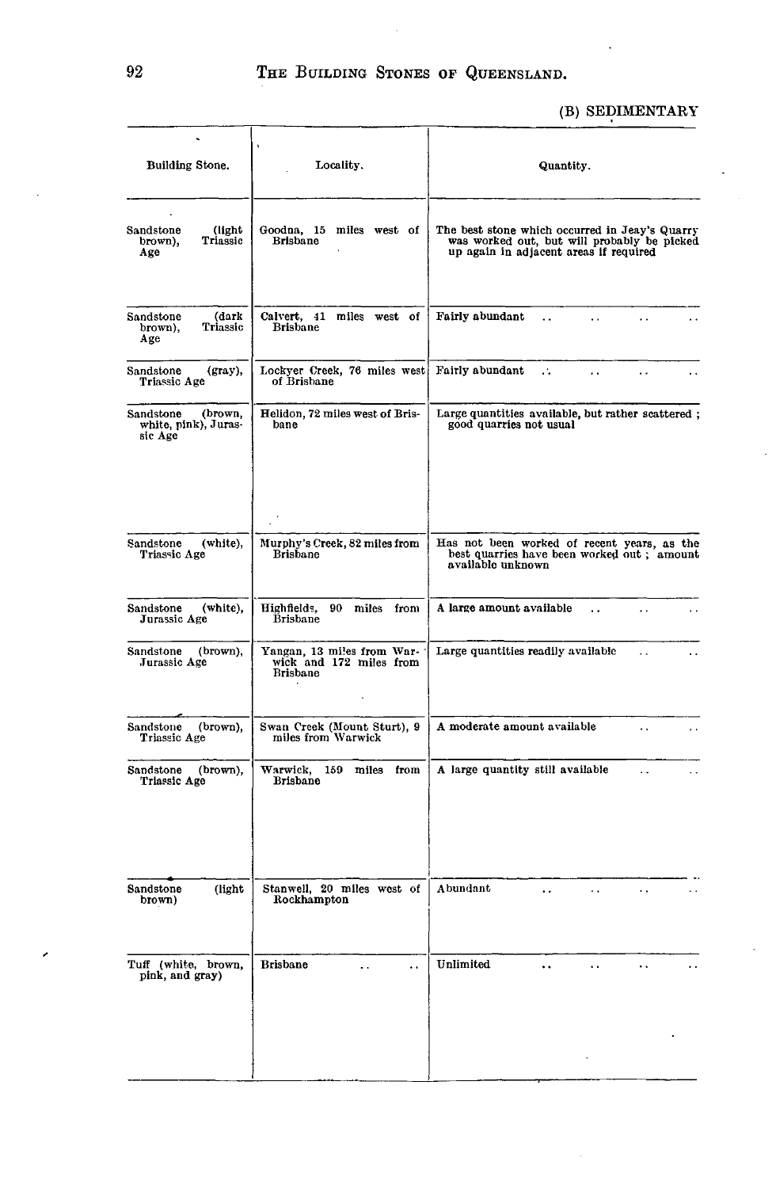(B) SEDIMENTARY

| Building Stone. | Locality. | Quantity. |
| --- | --- | --- |
| Sandstone (light brown), Triassic Age | Goodna, 15 miles west of Brisbane | The best stone which occurred in Jeay's Quarry was worked out, but will probably be picked up again in adjacent areas if required |
| Sandstone (dark brown), Triassic Age | Calvert, 41 miles west of Brisbane | Fairly abundant . . . . . . . . |
| Sandstone (gray), Triassic Age | Lockyer Creek, 76 miles west of Brisbane | Fairly abundant . . . . . . . . |
| Sandstone (brown, white, pink), Jurassic Age | Helidon, 72 miles west of Brisbane | Large quantities available, but rather scattered ; good quarries not usual |
| Sandstone (white), Triassic Age | Murphy's Creek, 82 miles from Brisbane | Has not been worked of recent years, as the best quarries have been worked out ; amount available unknown |
| Sandstone (white), Jurassic Age | Highfields, 90 miles from Brisbane | A large amount available . . . . . . |
| Sandstone (brown), Jurassic Age | Yangan, 13 miles from Warwick and 172 miles from Brisbane | Large quantities readily available . . . . |
| Sandstone (brown), Triassic Age | Swan Creek (Mount Sturt), 9 miles from Warwick | A moderate amount available . . . . |
| Sandstone (brown), Triassic Age | Warwick, 159 miles from Brisbane | A large quantity still available . . . . |
| Sandstone (light brown) | Stanwell, 20 miles west of Rockhampton | Abundant . . . . . . . . |
| Tuff (white, brown, pink, and gray) | Brisbane . . . . | Unlimited . . . . . . . . |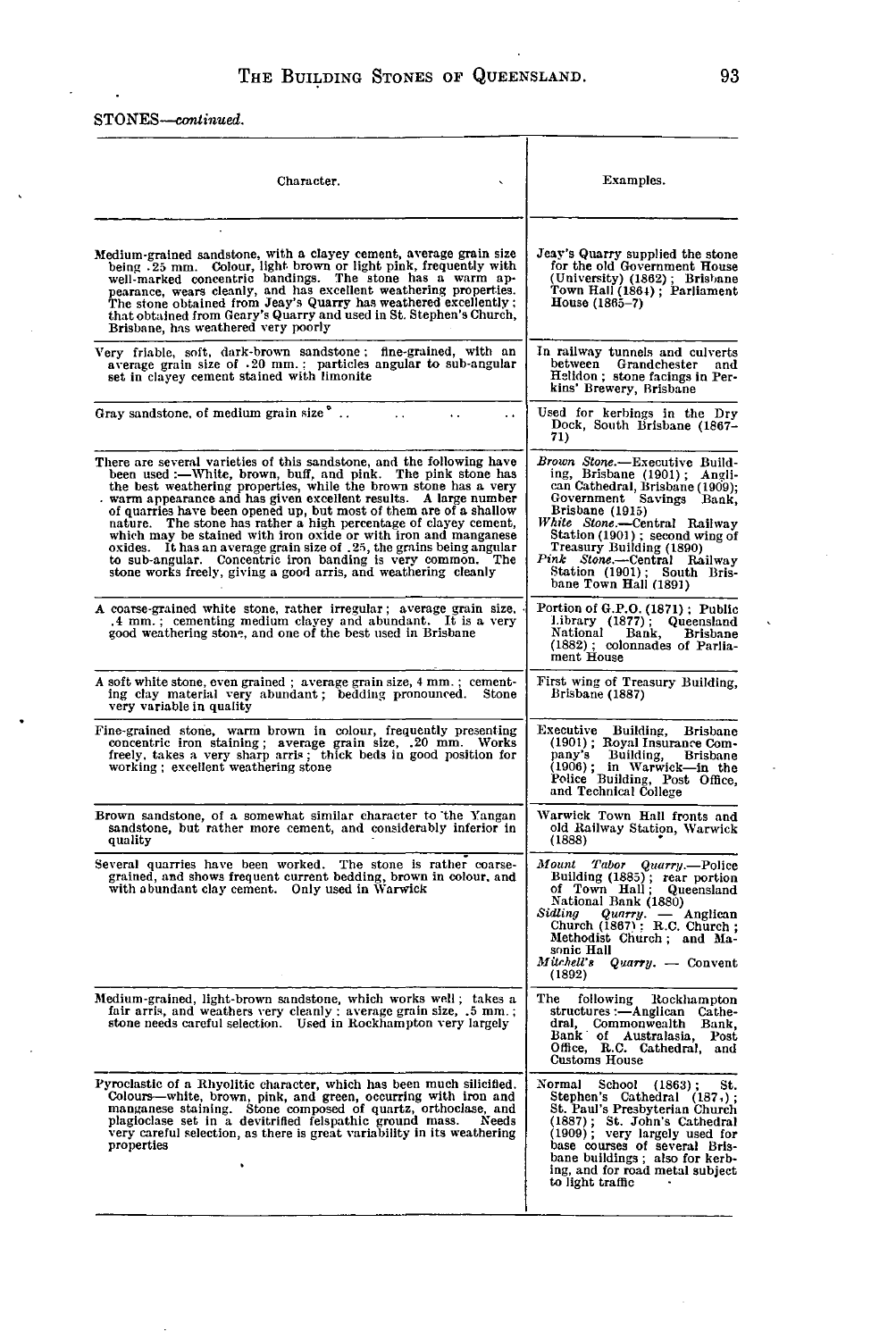STONES—*continued.*

| Character. | Examples. |
|---|---|
| Medium-grained sandstone, with a clayey cement, average grain size being .25 mm. Colour, light brown or light pink, frequently with well-marked concentric bandings. The stone has a warm appearance, wears cleanly, and has excellent weathering properties. The stone obtained from Jeay's Quarry has weathered excellently; that obtained from Geary's Quarry and used in St. Stephen's Church, Brisbane, has weathered very poorly | Jeay's Quarry supplied the stone for the old Government House (University) (1862); Brisbane Town Hall (1864); Parliament House (1865–7) |
| Very friable, soft, dark-brown sandstone; fine-grained, with an average grain size of .20 mm.; particles angular to sub-angular set in clayey cement stained with limonite | In railway tunnels and culverts between Grandchester and Helidon; stone facings in Perkins' Brewery, Brisbane |
| Gray sandstone, of medium grain size .. .. .. .. | Used for kerbings in the Dry Dock, South Brisbane (1867–71) |
| There are several varieties of this sandstone, and the following have been used:—White, brown, buff, and pink. The pink stone has the best weathering properties, while the brown stone has a very warm appearance and has given excellent results. A large number of quarries have been opened up, but most of them are of a shallow nature. The stone has rather a high percentage of clayey cement, which may be stained with iron oxide or with iron and manganese oxides. It has an average grain size of .25, the grains being angular to sub-angular. Concentric iron banding is very common. The stone works freely, giving a good arris, and weathering cleanly | *Brown Stone.*—Executive Building, Brisbane (1901); Anglican Cathedral, Brisbane (1909); Government Savings Bank, Brisbane (1915) *White Stone.*—Central Railway Station (1901); second wing of Treasury Building (1890) *Pink Stone.*—Central Railway Station (1901); South Brisbane Town Hall (1891) |
| A coarse-grained white stone, rather irregular; average grain size, .4 mm.; cementing medium clayey and abundant. It is a very good weathering stone, and one of the best used in Brisbane | Portion of G.P.O. (1871); Public Library (1877); Queensland National Bank, Brisbane (1882); colonnades of Parliament House |
| A soft white stone, even grained; average grain size, 4 mm.; cementing clay material very abundant; bedding pronounced. Stone very variable in quality | First wing of Treasury Building, Brisbane (1887) |
| Fine-grained stone, warm brown in colour, frequently presenting concentric iron staining; average grain size, .20 mm. Works freely, takes a very sharp arris; thick beds in good position for working; excellent weathering stone | Executive Building, Brisbane (1901); Royal Insurance Company's Building, Brisbane (1906); in Warwick—in the Police Building, Post Office, and Technical College |
| Brown sandstone, of a somewhat similar character to the Yangan sandstone, but rather more cement, and considerably inferior in quality | Warwick Town Hall fronts and old Railway Station, Warwick (1888) |
| Several quarries have been worked. The stone is rather coarse-grained, and shows frequent current bedding, brown in colour, and with abundant clay cement. Only used in Warwick | *Mount Tabor Quarry.*—Police Building (1885); rear portion of Town Hall; Queensland National Bank (1880) *Sidling Quarry.* — Anglican Church (1867); R.C. Church; Methodist Church; and Masonic Hall *Mitchell's Quarry.* — Convent (1892) |
| Medium-grained, light-brown sandstone, which works well; takes a fair arris, and weathers very cleanly; average grain size, .5 mm.; stone needs careful selection. Used in Rockhampton very largely | The following Rockhampton structures:—Anglican Cathedral, Commonwealth Bank, Bank of Australasia, Post Office, R.C. Cathedral, and Customs House |
| Pyroclastic of a Rhyolitic character, which has been much silicified. Colours—white, brown, pink, and green, occurring with iron and manganese staining. Stone composed of quartz, orthoclase, and plagioclase set in a devitrified felspathic ground mass. Needs very careful selection, as there is great variability in its weathering properties | Normal School (1863); St. Stephen's Cathedral (187.); St. Paul's Presbyterian Church (1887); St. John's Cathedral (1909); very largely used for base courses of several Brisbane buildings; also for kerbing, and for road metal subject to light traffic |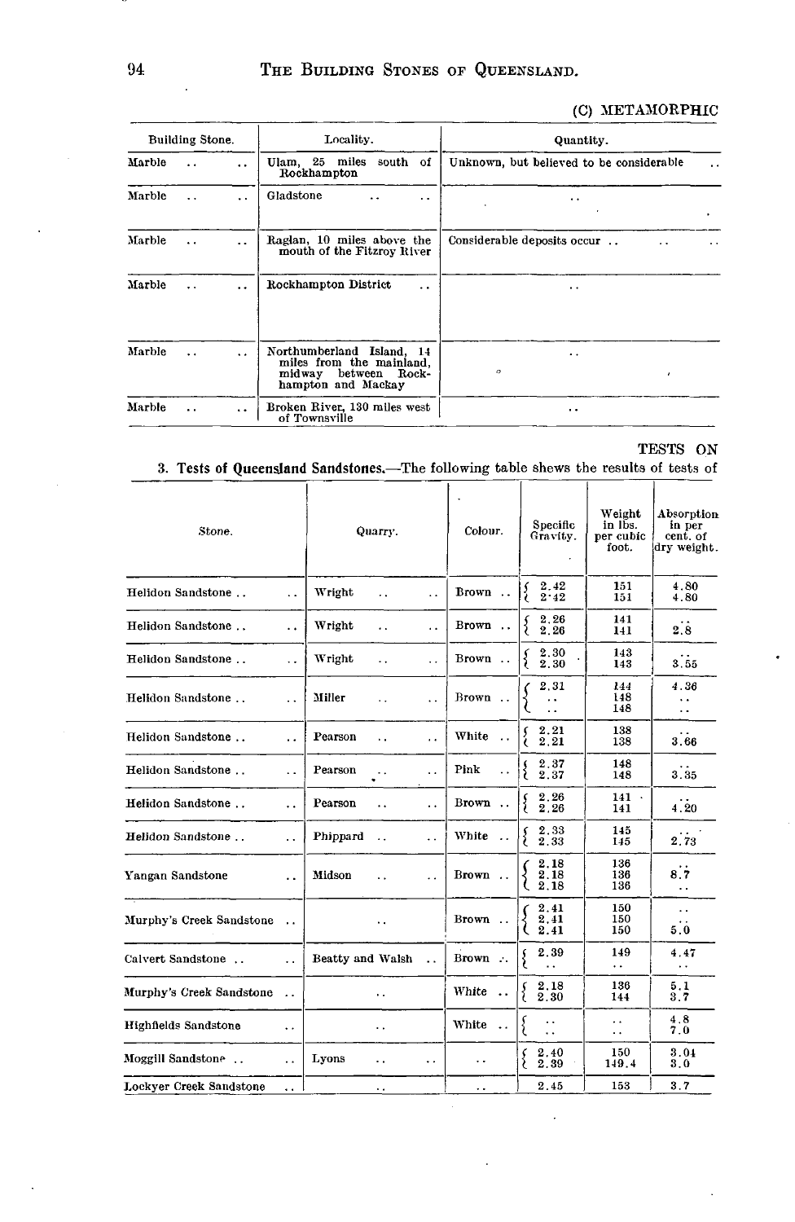### (C) METAMORPHIC

| Building Stone. | Locality. | Quantity. |
|---|---|---|
| Marble .. .. | Ulam, 25 miles south of Rockhampton | Unknown, but believed to be considerable .. |
| Marble .. .. | Gladstone .. .. | .. |
| Marble .. .. | Raglan, 10 miles above the mouth of the Fitzroy River | Considerable deposits occur .. .. .. |
| Marble .. .. | Rockhampton District .. | .. |
| Marble .. .. | Northumberland Island, 14 miles from the mainland, midway between Rockhampton and Mackay | .. |
| Marble .. .. | Broken River, 130 miles west of Townsville | .. |

TESTS ON

**3. Tests of Queensland Sandstones.**—The following table shews the results of tests of

| Stone. | Quarry. | Colour. | Specific Gravity. | Weight in lbs. per cubic foot. | Absorption in per cent. of dry weight. |
|---|---|---|---|---|---|
| Helidon Sandstone .. .. | Wright .. .. | Brown .. | 2.42<br>2.42 | 151<br>151 | 4.80<br>4.80 |
| Helidon Sandstone .. .. | Wright .. .. | Brown .. | 2.26<br>2.26 | 141<br>141 | ..<br>2.8 |
| Helidon Sandstone .. .. | Wright .. .. | Brown .. | 2.30<br>2.30 | 143<br>143 | ..<br>3.55 |
| Helidon Sandstone .. .. | Miller .. .. | Brown .. | 2.31<br>..<br>.. | 144<br>148<br>148 | 4.36<br>..<br>.. |
| Helidon Sandstone .. .. | Pearson .. .. | White .. | 2.21<br>2.21 | 138<br>138 | ..<br>3.66 |
| Helidon Sandstone .. .. | Pearson .. .. | Pink .. | 2.37<br>2.37 | 148<br>148 | ..<br>3.35 |
| Helidon Sandstone .. .. | Pearson .. .. | Brown .. | 2.26<br>2.26 | 141<br>141 | ..<br>4.20 |
| Helidon Sandstone .. .. | Phippard .. .. | White .. | 2.33<br>2.33 | 145<br>145 | ..<br>2.73 |
| Yangan Sandstone .. | Midson .. .. | Brown .. | 2.18<br>2.18<br>2.18 | 136<br>136<br>136 | ..<br>8.7<br>.. |
| Murphy's Creek Sandstone .. | .. | Brown .. | 2.41<br>2.41<br>2.41 | 150<br>150<br>150 | ..<br>..<br>5.0 |
| Calvert Sandstone .. .. | Beatty and Walsh .. | Brown .. | 2.39<br>.. | 149<br>.. | 4.47<br>.. |
| Murphy's Creek Sandstone .. | .. | White .. | 2.18<br>2.30 | 136<br>144 | 5.1<br>3.7 |
| Highfields Sandstone .. | .. | White .. | ..<br>.. | ..<br>.. | 4.8<br>7.0 |
| Moggill Sandstone .. .. | Lyons .. .. | .. | 2.40<br>2.39 | 150<br>149.4 | 3.04<br>3.0 |
| Lockyer Creek Sandstone .. | .. | .. | 2.45 | 153 | 3.7 |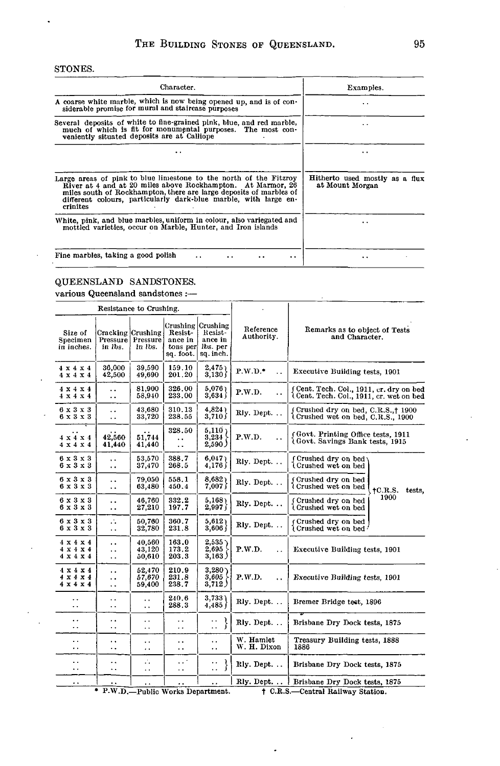STONES.

| Character. | Examples. |
|---|---|
| A coarse white marble, which is now being opened up, and is of considerable promise for mural and staircase purposes | .. |
| Several deposits of white to fine-grained pink, blue, and red marble, much of which is fit for monumental purposes. The most conveniently situated deposits are at Calliope | .. |
| .. | .. |
| Large areas of pink to blue limestone to the north of the Fitzroy River at 4 and at 20 miles above Rockhampton. At Marmor, 26 miles south of Rockhampton, there are large deposits of marbles of different colours, particularly dark-blue marble, with large encrinites | Hitherto used mostly as a flux at Mount Morgan |
| White, pink, and blue marbles, uniform in colour, also variegated and mottled varieties, occur on Marble, Hunter, and Iron islands | .. |
| Fine marbles, taking a good polish .. .. .. .. | .. |

QUEENSLAND SANDSTONES.

various Queensland sandstones :—

| Resistance to Crushing. | | | | | Reference Authority. | Remarks as to object of Tests and Character. |
|---|---|---|---|---|---|---|
| Size of Specimen in inches. | Cracking Pressure in lbs. | Crushing Pressure in lbs. | Crushing Resistance in tons per sq. foot. | Crushing Resistance in lbs. per sq. inch. | | |
| 4 x 4 x 4<br>4 x 4 x 4 | 36,000<br>42,500 | 39,590<br>49,690 | 159.10<br>201.20 | 2,475<br>3,130 | P.W.D.* .. | Executive Building tests, 1901 |
| 4 x 4 x 4<br>4 x 4 x 4 | ..<br>.. | 81,900<br>58,940 | 326.00<br>233.00 | 5,076<br>3,634 | P.W.D. .. | Cent. Tech. Col., 1911, cr. dry on bed<br>Cent. Tech. Col., 1911, cr. wet on bed |
| 6 x 3 x 3<br>6 x 3 x 3 | ..<br>.. | 43,680<br>33,720 | 310.13<br>238.55 | 4,824<br>3,710 | Rly. Dept. .. | Crushed dry on bed, C.R.S.,† 1900<br>Crushed wet on bed, C.R.S., 1900 |
| ..<br>4 x 4 x 4<br>4 x 4 x 4 | ..<br>42,560<br>41,440 | ..<br>51,744<br>41,440 | 328.50<br>..<br>.. | 5,110<br>3,234<br>2,590 | P.W.D. .. | Govt. Printing Office tests, 1911<br>Govt. Savings Bank tests, 1915 |
| 6 x 3 x 3<br>6 x 3 x 3 | ..<br>.. | 53,570<br>37,470 | 388.7<br>268.5 | 6,047<br>4,176 | Rly. Dept. .. | Crushed dry on bed<br>Crushed wet on bed (†C.R.S. tests, 1900) |
| 6 x 3 x 3<br>6 x 3 x 3 | ..<br>.. | 79,050<br>63,480 | 558.1<br>450.4 | 8,682<br>7,007 | Rly. Dept. .. | Crushed dry on bed<br>Crushed wet on bed (†C.R.S. tests, 1900) |
| 6 x 3 x 3<br>6 x 3 x 3 | ..<br>.. | 46,760<br>27,210 | 332.2<br>197.7 | 5,168<br>2,997 | Rly. Dept. .. | Crushed dry on bed<br>Crushed wet on bed (†C.R.S. tests, 1900) |
| 6 x 3 x 3<br>6 x 3 x 3 | ..<br>.. | 50,760<br>32,780 | 360.7<br>231.8 | 5,612<br>3,606 | Rly. Dept. .. | Crushed dry on bed<br>Crushed wet on bed (†C.R.S. tests, 1900) |
| 4 x 4 x 4<br>4 x 4 x 4<br>4 x 4 x 4 | ..<br>..<br>.. | 40,560<br>43,120<br>50,610 | 163.0<br>173.2<br>203.3 | 2,535<br>2,695<br>3,163 | P.W.D. .. | Executive Building tests, 1901 |
| 4 x 4 x 4<br>4 x 4 x 4<br>4 x 4 x 4 | ..<br>..<br>.. | 52,470<br>57,670<br>59,400 | 210.9<br>231.8<br>238.7 | 3,280<br>3,605<br>3,712 | P.W.D. .. | Executive Building tests, 1901 |
| ..<br>.. | ..<br>.. | ..<br>.. | 240.6<br>288.3 | 3,733<br>4,485 | Rly. Dept. .. | Bremer Bridge test, 1896 |
| ..<br>.. | ..<br>.. | ..<br>.. | ..<br>.. | ..<br>.. | Rly. Dept. .. | Brisbane Dry Dock tests, 1875 |
| ..<br>.. | ..<br>.. | ..<br>.. | ..<br>.. | ..<br>.. | W. Hamlet<br>W. H. Dixon | Treasury Building tests, 1888<br>1886 |
| ..<br>.. | ..<br>.. | ..<br>.. | ..<br>.. | ..<br>.. | Rly. Dept. .. | Brisbane Dry Dock tests, 1875 |
| .. | .. | .. | .. | .. | Rly. Dept. .. | Brisbane Dry Dock tests, 1875 |

\* P.W.D.—Public Works Department. † C.R.S.—Central Railway Station.